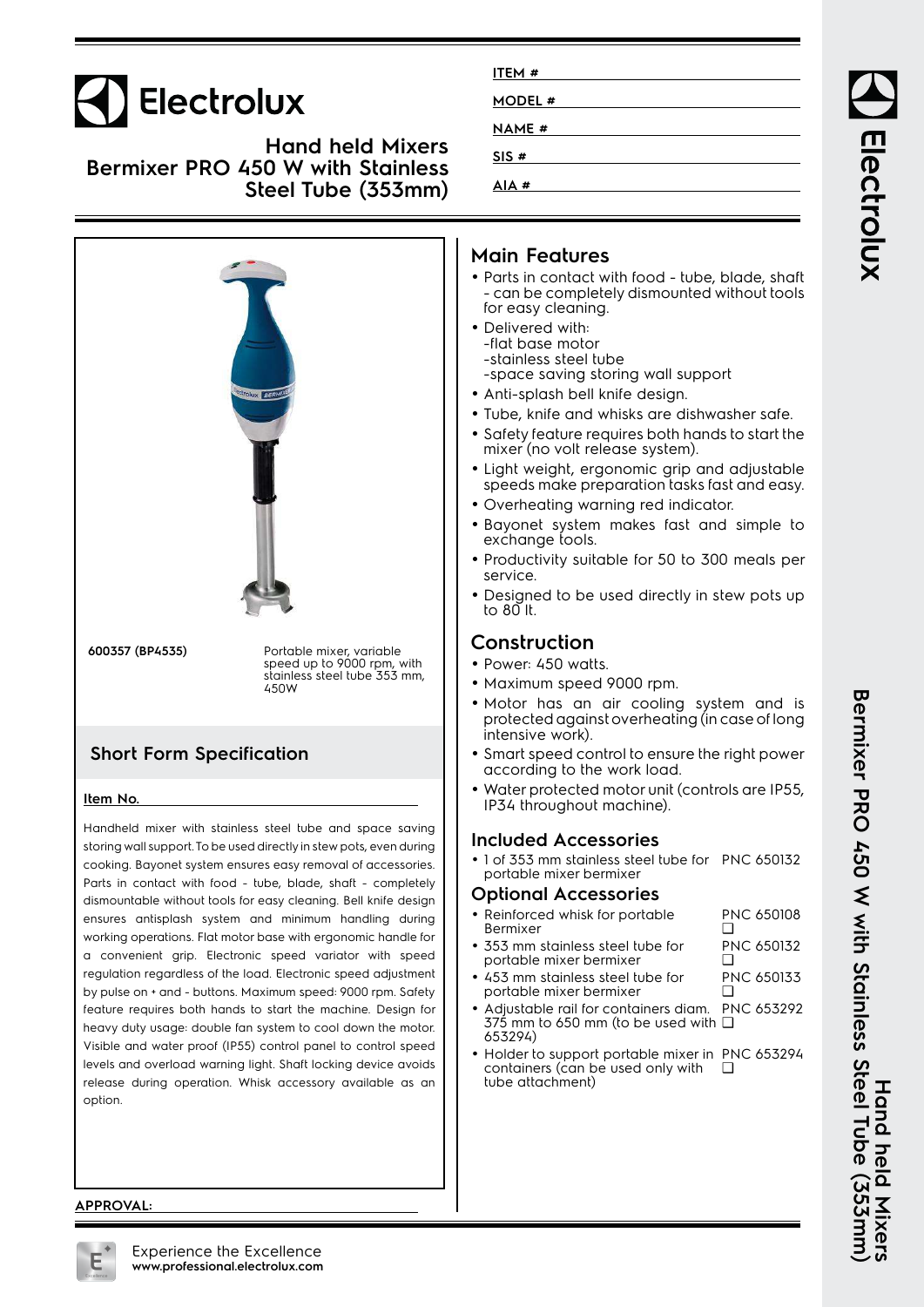# Electrolux

## Hand held Mixers
## Bermixer PRO 450 W with Stainless Steel Tube (353mm)

ITEM #

MODEL #

NAME #

SIS #

AIA #

**600357 (BP4535)** Portable mixer, variable speed up to 9000 rpm, with stainless steel tube 353 mm, 450W

## Short Form Specification

**Item No.**

Handheld mixer with stainless steel tube and space saving storing wall support. To be used directly in stew pots, even during cooking. Bayonet system ensures easy removal of accessories. Parts in contact with food - tube, blade, shaft - completely dismountable without tools for easy cleaning. Bell knife design ensures antisplash system and minimum handling during working operations. Flat motor base with ergonomic handle for a convenient grip. Electronic speed variator with speed regulation regardless of the load. Electronic speed adjustment by pulse on + and - buttons. Maximum speed: 9000 rpm. Safety feature requires both hands to start the machine. Design for heavy duty usage: double fan system to cool down the motor. Visible and water proof (IP55) control panel to control speed levels and overload warning light. Shaft locking device avoids release during operation. Whisk accessory available as an option.

**APPROVAL:**

## Main Features

- Parts in contact with food - tube, blade, shaft - can be completely dismounted without tools for easy cleaning.
- Delivered with:
  -flat base motor
  -stainless steel tube
  -space saving storing wall support
- Anti-splash bell knife design.
- Tube, knife and whisks are dishwasher safe.
- Safety feature requires both hands to start the mixer (no volt release system).
- Light weight, ergonomic grip and adjustable speeds make preparation tasks fast and easy.
- Overheating warning red indicator.
- Bayonet system makes fast and simple to exchange tools.
- Productivity suitable for 50 to 300 meals per service.
- Designed to be used directly in stew pots up to 80 lt.

## Construction

- Power: 450 watts.
- Maximum speed 9000 rpm.
- Motor has an air cooling system and is protected against overheating (in case of long intensive work).
- Smart speed control to ensure the right power according to the work load.
- Water protected motor unit (controls are IP55, IP34 throughout machine).

## Included Accessories

- 1 of 353 mm stainless steel tube for portable mixer bermixer — PNC 650132

## Optional Accessories

- Reinforced whisk for portable Bermixer — PNC 650108 ❑
- 353 mm stainless steel tube for portable mixer bermixer — PNC 650132 ❑
- 453 mm stainless steel tube for portable mixer bermixer — PNC 650133 ❑
- Adjustable rail for containers diam. 375 mm to 650 mm (to be used with 653294) — PNC 653292 ❑
- Holder to support portable mixer in containers (can be used only with tube attachment) — PNC 653294 ❑

Experience the Excellence
**www.professional.electrolux.com**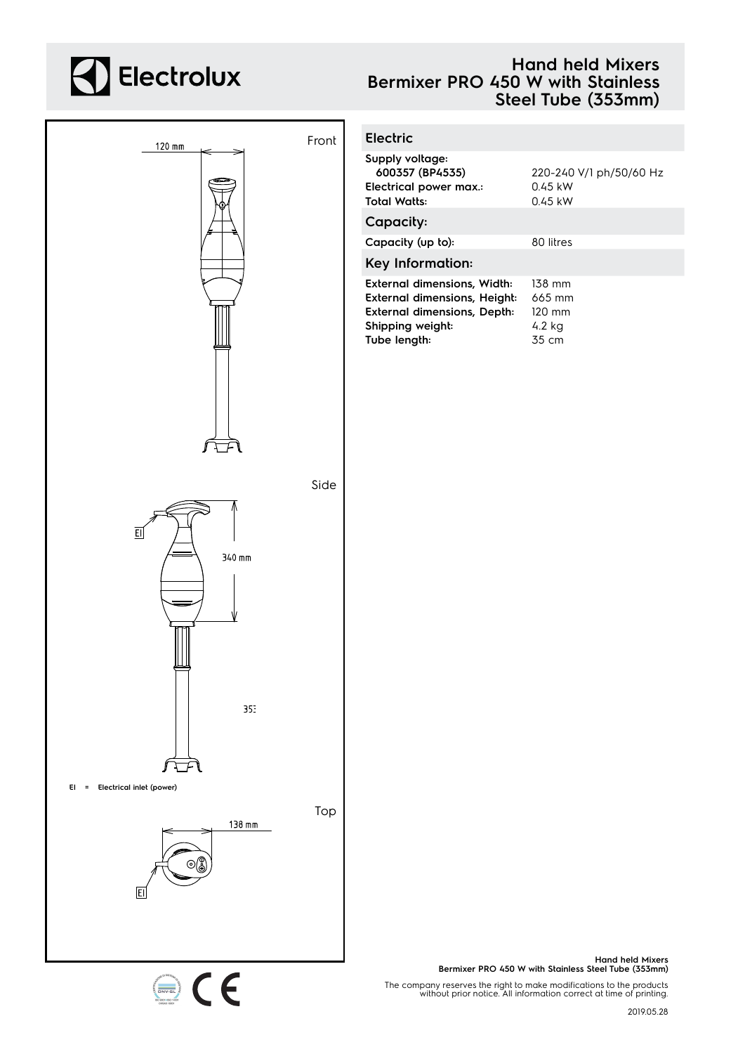# Hand held Mixers
# Bermixer PRO 450 W with Stainless Steel Tube (353mm)

Front

120 mm

Side

340 mm

353

EI

EI = Electrical inlet (power)

Top

138 mm

EI

## Electric

| | |
|---|---|
| **Supply voltage:** | |
| **600357 (BP4535)** | 220-240 V/1 ph/50/60 Hz |
| **Electrical power max.:** | 0.45 kW |
| **Total Watts:** | 0.45 kW |

## Capacity:

| | |
|---|---|
| **Capacity (up to):** | 80 litres |

## Key Information:

| | |
|---|---|
| **External dimensions, Width:** | 138 mm |
| **External dimensions, Height:** | 665 mm |
| **External dimensions, Depth:** | 120 mm |
| **Shipping weight:** | 4.2 kg |
| **Tube length:** | 35 cm |

**Hand held Mixers**
**Bermixer PRO 450 W with Stainless Steel Tube (353mm)**

The company reserves the right to make modifications to the products without prior notice. All information correct at time of printing.

2019.05.28